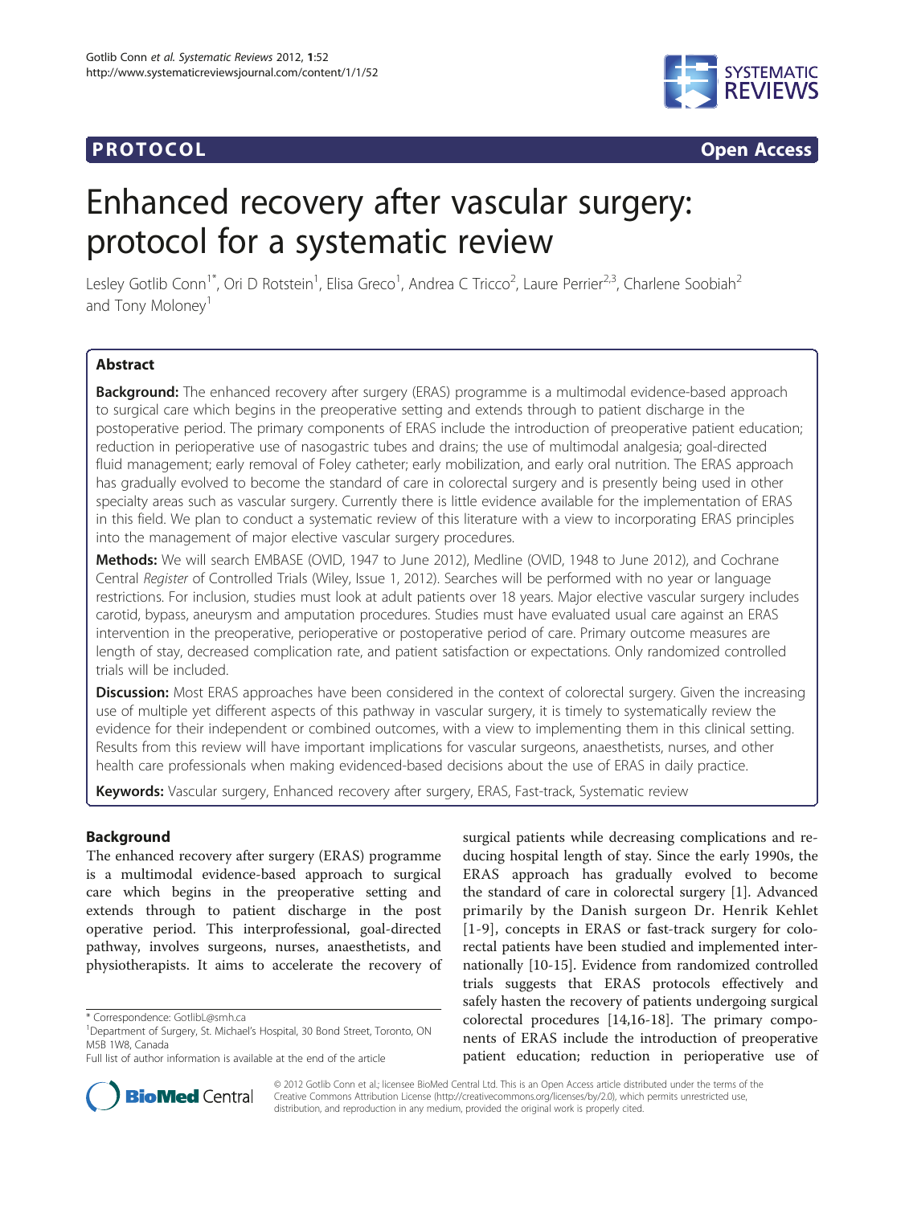**PROTOCOL** **Open Access**

# Enhanced recovery after vascular surgery: protocol for a systematic review

Lesley Gotlib Conn[1*], Ori D Rotstein[1], Elisa Greco[1], Andrea C Tricco[2], Laure Perrier[2,3], Charlene Soobiah[2] and Tony Moloney[1]

## Abstract

**Background:** The enhanced recovery after surgery (ERAS) programme is a multimodal evidence-based approach to surgical care which begins in the preoperative setting and extends through to patient discharge in the postoperative period. The primary components of ERAS include the introduction of preoperative patient education; reduction in perioperative use of nasogastric tubes and drains; the use of multimodal analgesia; goal-directed fluid management; early removal of Foley catheter; early mobilization, and early oral nutrition. The ERAS approach has gradually evolved to become the standard of care in colorectal surgery and is presently being used in other specialty areas such as vascular surgery. Currently there is little evidence available for the implementation of ERAS in this field. We plan to conduct a systematic review of this literature with a view to incorporating ERAS principles into the management of major elective vascular surgery procedures.

**Methods:** We will search EMBASE (OVID, 1947 to June 2012), Medline (OVID, 1948 to June 2012), and Cochrane Central *Register* of Controlled Trials (Wiley, Issue 1, 2012). Searches will be performed with no year or language restrictions. For inclusion, studies must look at adult patients over 18 years. Major elective vascular surgery includes carotid, bypass, aneurysm and amputation procedures. Studies must have evaluated usual care against an ERAS intervention in the preoperative, perioperative or postoperative period of care. Primary outcome measures are length of stay, decreased complication rate, and patient satisfaction or expectations. Only randomized controlled trials will be included.

**Discussion:** Most ERAS approaches have been considered in the context of colorectal surgery. Given the increasing use of multiple yet different aspects of this pathway in vascular surgery, it is timely to systematically review the evidence for their independent or combined outcomes, with a view to implementing them in this clinical setting. Results from this review will have important implications for vascular surgeons, anaesthetists, nurses, and other health care professionals when making evidenced-based decisions about the use of ERAS in daily practice.

**Keywords:** Vascular surgery, Enhanced recovery after surgery, ERAS, Fast-track, Systematic review

## Background

The enhanced recovery after surgery (ERAS) programme is a multimodal evidence-based approach to surgical care which begins in the preoperative setting and extends through to patient discharge in the post operative period. This interprofessional, goal-directed pathway, involves surgeons, nurses, anaesthetists, and physiotherapists. It aims to accelerate the recovery of surgical patients while decreasing complications and reducing hospital length of stay. Since the early 1990s, the ERAS approach has gradually evolved to become the standard of care in colorectal surgery [1]. Advanced primarily by the Danish surgeon Dr. Henrik Kehlet [1-9], concepts in ERAS or fast-track surgery for colorectal patients have been studied and implemented internationally [10-15]. Evidence from randomized controlled trials suggests that ERAS protocols effectively and safely hasten the recovery of patients undergoing surgical colorectal procedures [14,16-18]. The primary components of ERAS include the introduction of preoperative patient education; reduction in perioperative use of

\* Correspondence: GotlibL@smh.ca
[1]Department of Surgery, St. Michael's Hospital, 30 Bond Street, Toronto, ON M5B 1W8, Canada
Full list of author information is available at the end of the article

© 2012 Gotlib Conn et al.; licensee BioMed Central Ltd. This is an Open Access article distributed under the terms of the Creative Commons Attribution License (http://creativecommons.org/licenses/by/2.0), which permits unrestricted use, distribution, and reproduction in any medium, provided the original work is properly cited.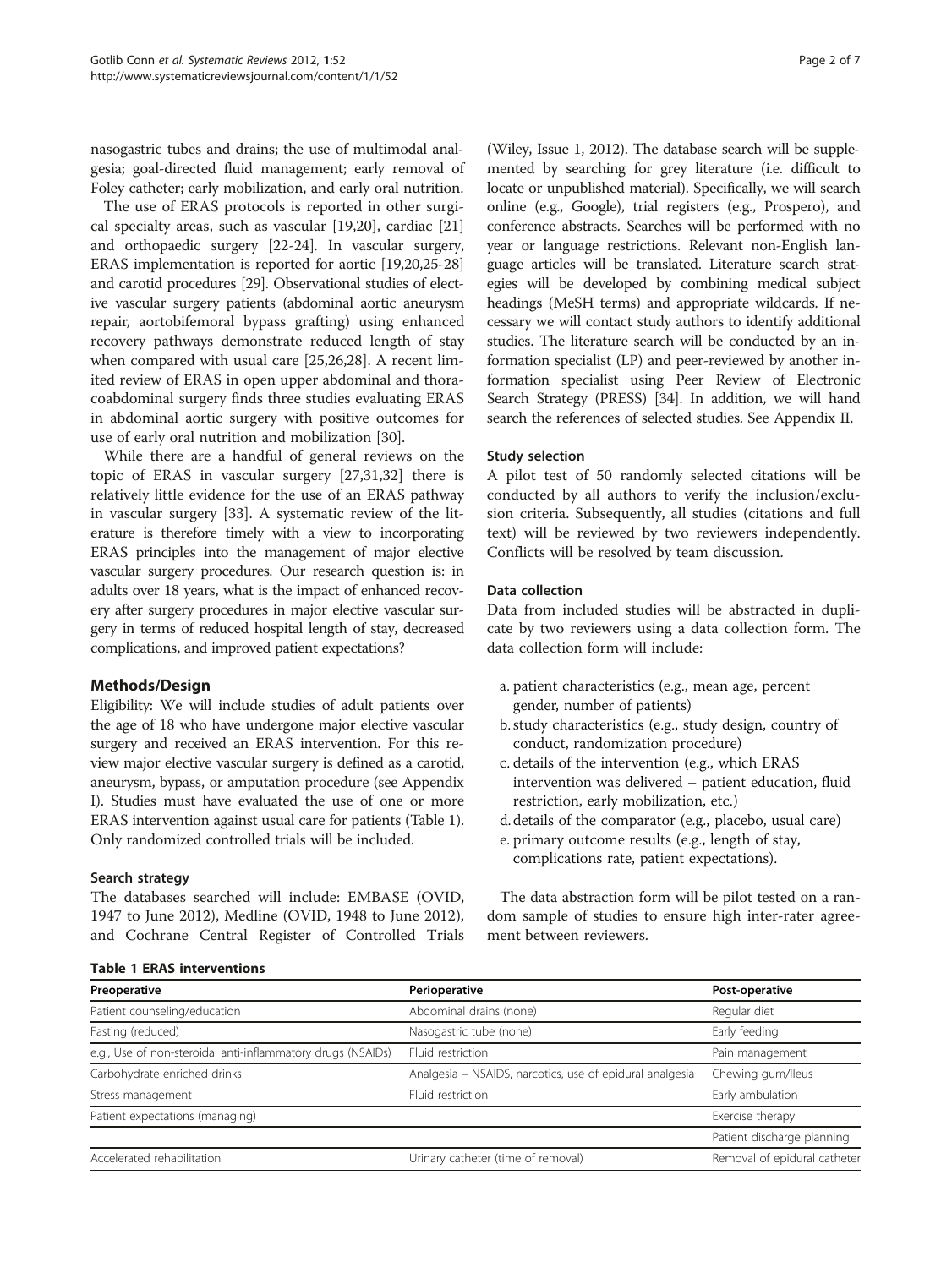nasogastric tubes and drains; the use of multimodal analgesia; goal-directed fluid management; early removal of Foley catheter; early mobilization, and early oral nutrition.

The use of ERAS protocols is reported in other surgical specialty areas, such as vascular [19,20], cardiac [21] and orthopaedic surgery [22-24]. In vascular surgery, ERAS implementation is reported for aortic [19,20,25-28] and carotid procedures [29]. Observational studies of elective vascular surgery patients (abdominal aortic aneurysm repair, aortobifemoral bypass grafting) using enhanced recovery pathways demonstrate reduced length of stay when compared with usual care [25,26,28]. A recent limited review of ERAS in open upper abdominal and thoracoabdominal surgery finds three studies evaluating ERAS in abdominal aortic surgery with positive outcomes for use of early oral nutrition and mobilization [30].

While there are a handful of general reviews on the topic of ERAS in vascular surgery [27,31,32] there is relatively little evidence for the use of an ERAS pathway in vascular surgery [33]. A systematic review of the literature is therefore timely with a view to incorporating ERAS principles into the management of major elective vascular surgery procedures. Our research question is: in adults over 18 years, what is the impact of enhanced recovery after surgery procedures in major elective vascular surgery in terms of reduced hospital length of stay, decreased complications, and improved patient expectations?

## Methods/Design

Eligibility: We will include studies of adult patients over the age of 18 who have undergone major elective vascular surgery and received an ERAS intervention. For this review major elective vascular surgery is defined as a carotid, aneurysm, bypass, or amputation procedure (see Appendix I). Studies must have evaluated the use of one or more ERAS intervention against usual care for patients (Table 1). Only randomized controlled trials will be included.

### Search strategy

The databases searched will include: EMBASE (OVID, 1947 to June 2012), Medline (OVID, 1948 to June 2012), and Cochrane Central Register of Controlled Trials (Wiley, Issue 1, 2012). The database search will be supplemented by searching for grey literature (i.e. difficult to locate or unpublished material). Specifically, we will search online (e.g., Google), trial registers (e.g., Prospero), and conference abstracts. Searches will be performed with no year or language restrictions. Relevant non-English language articles will be translated. Literature search strategies will be developed by combining medical subject headings (MeSH terms) and appropriate wildcards. If necessary we will contact study authors to identify additional studies. The literature search will be conducted by an information specialist (LP) and peer-reviewed by another information specialist using Peer Review of Electronic Search Strategy (PRESS) [34]. In addition, we will hand search the references of selected studies. See Appendix II.

### Study selection

A pilot test of 50 randomly selected citations will be conducted by all authors to verify the inclusion/exclusion criteria. Subsequently, all studies (citations and full text) will be reviewed by two reviewers independently. Conflicts will be resolved by team discussion.

### Data collection

Data from included studies will be abstracted in duplicate by two reviewers using a data collection form. The data collection form will include:

a. patient characteristics (e.g., mean age, percent gender, number of patients)
b. study characteristics (e.g., study design, country of conduct, randomization procedure)
c. details of the intervention (e.g., which ERAS intervention was delivered – patient education, fluid restriction, early mobilization, etc.)
d. details of the comparator (e.g., placebo, usual care)
e. primary outcome results (e.g., length of stay, complications rate, patient expectations).

The data abstraction form will be pilot tested on a random sample of studies to ensure high inter-rater agreement between reviewers.

**Table 1 ERAS interventions**

| Preoperative | Perioperative | Post-operative |
| --- | --- | --- |
| Patient counseling/education | Abdominal drains (none) | Regular diet |
| Fasting (reduced) | Nasogastric tube (none) | Early feeding |
| e.g., Use of non-steroidal anti-inflammatory drugs (NSAIDs) | Fluid restriction | Pain management |
| Carbohydrate enriched drinks | Analgesia – NSAIDS, narcotics, use of epidural analgesia | Chewing gum/Ileus |
| Stress management | Fluid restriction | Early ambulation |
| Patient expectations (managing) | | Exercise therapy |
| | | Patient discharge planning |
| Accelerated rehabilitation | Urinary catheter (time of removal) | Removal of epidural catheter |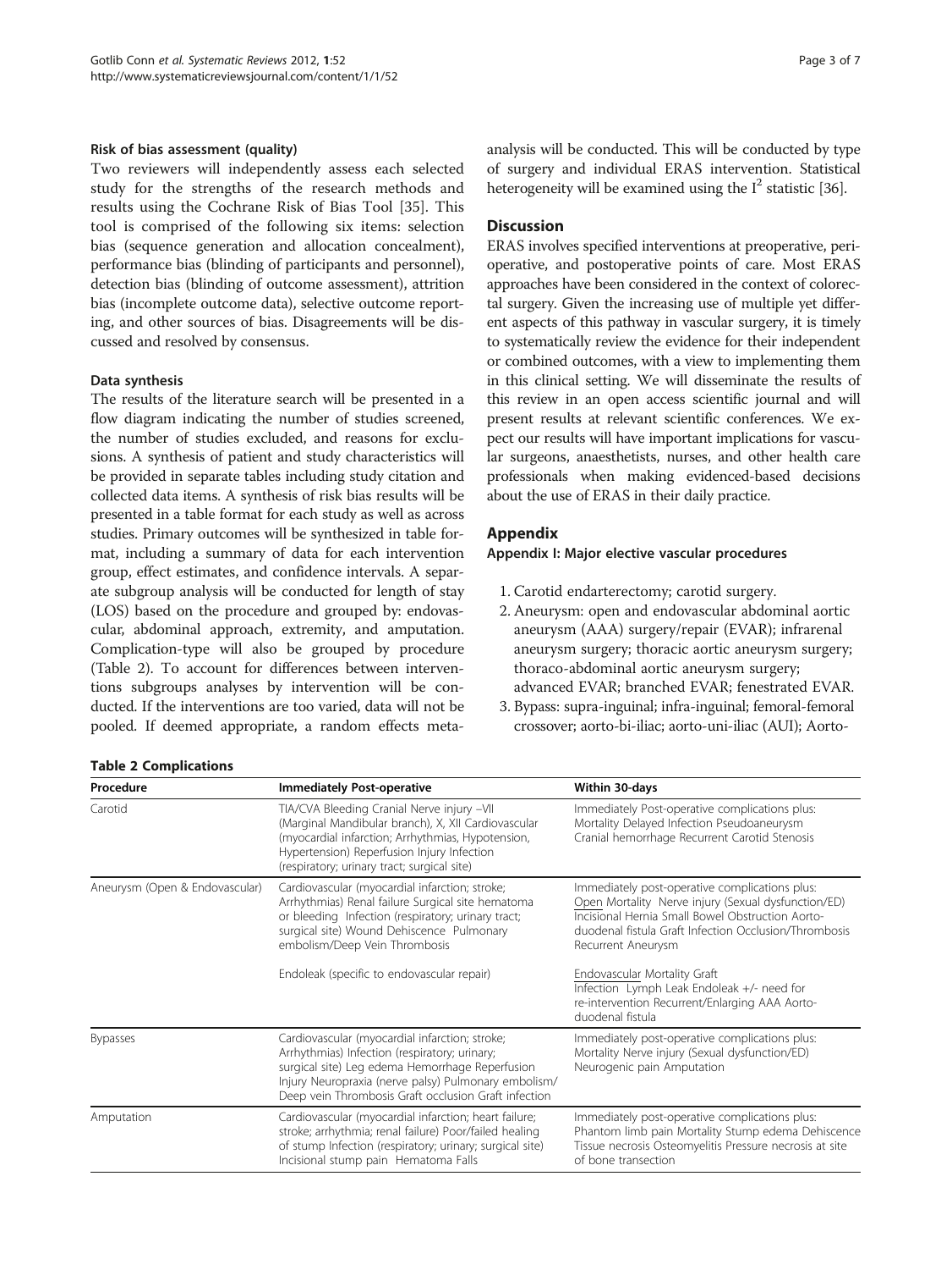### Risk of bias assessment (quality)

Two reviewers will independently assess each selected study for the strengths of the research methods and results using the Cochrane Risk of Bias Tool [35]. This tool is comprised of the following six items: selection bias (sequence generation and allocation concealment), performance bias (blinding of participants and personnel), detection bias (blinding of outcome assessment), attrition bias (incomplete outcome data), selective outcome reporting, and other sources of bias. Disagreements will be discussed and resolved by consensus.

### Data synthesis

The results of the literature search will be presented in a flow diagram indicating the number of studies screened, the number of studies excluded, and reasons for exclusions. A synthesis of patient and study characteristics will be provided in separate tables including study citation and collected data items. A synthesis of risk bias results will be presented in a table format for each study as well as across studies. Primary outcomes will be synthesized in table format, including a summary of data for each intervention group, effect estimates, and confidence intervals. A separate subgroup analysis will be conducted for length of stay (LOS) based on the procedure and grouped by: endovascular, abdominal approach, extremity, and amputation. Complication-type will also be grouped by procedure (Table 2). To account for differences between interventions subgroups analyses by intervention will be conducted. If the interventions are too varied, data will not be pooled. If deemed appropriate, a random effects meta-analysis will be conducted. This will be conducted by type of surgery and individual ERAS intervention. Statistical heterogeneity will be examined using the $I^2$ statistic [36].

## Discussion

ERAS involves specified interventions at preoperative, perioperative, and postoperative points of care. Most ERAS approaches have been considered in the context of colorectal surgery. Given the increasing use of multiple yet different aspects of this pathway in vascular surgery, it is timely to systematically review the evidence for their independent or combined outcomes, with a view to implementing them in this clinical setting. We will disseminate the results of this review in an open access scientific journal and will present results at relevant scientific conferences. We expect our results will have important implications for vascular surgeons, anaesthetists, nurses, and other health care professionals when making evidenced-based decisions about the use of ERAS in their daily practice.

## Appendix

### Appendix I: Major elective vascular procedures

1. Carotid endarterectomy; carotid surgery.
2. Aneurysm: open and endovascular abdominal aortic aneurysm (AAA) surgery/repair (EVAR); infrarenal aneurysm surgery; thoracic aortic aneurysm surgery; thoraco-abdominal aortic aneurysm surgery; advanced EVAR; branched EVAR; fenestrated EVAR.
3. Bypass: supra-inguinal; infra-inguinal; femoral-femoral crossover; aorto-bi-iliac; aorto-uni-iliac (AUI); Aorto-

**Table 2 Complications**

| Procedure | Immediately Post-operative | Within 30-days |
|---|---|---|
| Carotid | TIA/CVA Bleeding Cranial Nerve injury –VII (Marginal Mandibular branch), X, XII Cardiovascular (myocardial infarction; Arrhythmias, Hypotension, Hypertension) Reperfusion Injury Infection (respiratory; urinary tract; surgical site) | Immediately Post-operative complications plus: Mortality Delayed Infection Pseudoaneurysm Cranial hemorrhage Recurrent Carotid Stenosis |
| Aneurysm (Open & Endovascular) | Cardiovascular (myocardial infarction; stroke; Arrhythmias) Renal failure Surgical site hematoma or bleeding Infection (respiratory; urinary tract; surgical site) Wound Dehiscence Pulmonary embolism/Deep Vein Thrombosis | Immediately post-operative complications plus: Open Mortality Nerve injury (Sexual dysfunction/ED) Incisional Hernia Small Bowel Obstruction Aorto-duodenal fistula Graft Infection Occlusion/Thrombosis Recurrent Aneurysm |
| | Endoleak (specific to endovascular repair) | Endovascular Mortality Graft Infection Lymph Leak Endoleak +/- need for re-intervention Recurrent/Enlarging AAA Aorto-duodenal fistula |
| Bypasses | Cardiovascular (myocardial infarction; stroke; Arrhythmias) Infection (respiratory; urinary; surgical site) Leg edema Hemorrhage Reperfusion Injury Neuropraxia (nerve palsy) Pulmonary embolism/ Deep vein Thrombosis Graft occlusion Graft infection | Immediately post-operative complications plus: Mortality Nerve injury (Sexual dysfunction/ED) Neurogenic pain Amputation |
| Amputation | Cardiovascular (myocardial infarction; heart failure; stroke; arrhythmia; renal failure) Poor/failed healing of stump Infection (respiratory; urinary; surgical site) Incisional stump pain Hematoma Falls | Immediately post-operative complications plus: Phantom limb pain Mortality Stump edema Dehiscence Tissue necrosis Osteomyelitis Pressure necrosis at site of bone transection |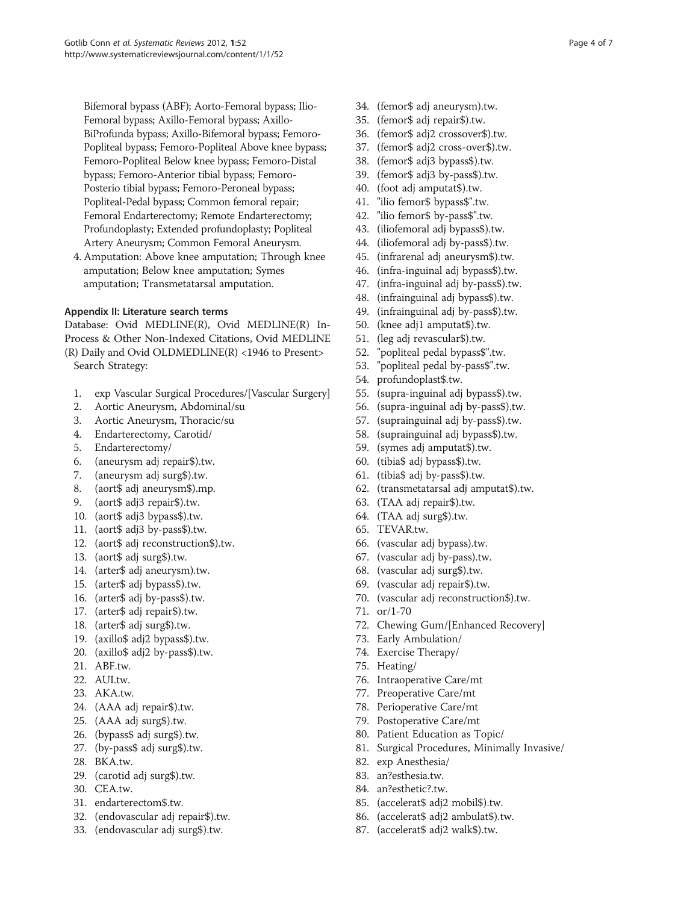Bifemoral bypass (ABF); Aorto-Femoral bypass; Ilio-Femoral bypass; Axillo-Femoral bypass; Axillo-BiProfunda bypass; Axillo-Bifemoral bypass; Femoro-Popliteal bypass; Femoro-Popliteal Above knee bypass; Femoro-Popliteal Below knee bypass; Femoro-Distal bypass; Femoro-Anterior tibial bypass; Femoro-Posterio tibial bypass; Femoro-Peroneal bypass; Popliteal-Pedal bypass; Common femoral repair; Femoral Endarterectomy; Remote Endarterectomy; Profundoplasty; Extended profundoplasty; Popliteal Artery Aneurysm; Common Femoral Aneurysm.

4. Amputation: Above knee amputation; Through knee amputation; Below knee amputation; Symes amputation; Transmetatarsal amputation.

### Appendix II: Literature search terms

Database: Ovid MEDLINE(R), Ovid MEDLINE(R) In-Process & Other Non-Indexed Citations, Ovid MEDLINE (R) Daily and Ovid OLDMEDLINE(R) <1946 to Present>
Search Strategy:

1. exp Vascular Surgical Procedures/[Vascular Surgery]
2. Aortic Aneurysm, Abdominal/su
3. Aortic Aneurysm, Thoracic/su
4. Endarterectomy, Carotid/
5. Endarterectomy/
6. (aneurysm adj repair$).tw.
7. (aneurysm adj surg$).tw.
8. (aort$ adj aneurysm$).mp.
9. (aort$ adj3 repair$).tw.
10. (aort$ adj3 bypass$).tw.
11. (aort$ adj3 by-pass$).tw.
12. (aort$ adj reconstruction$).tw.
13. (aort$ adj surg$).tw.
14. (arter$ adj aneurysm).tw.
15. (arter$ adj bypass$).tw.
16. (arter$ adj by-pass$).tw.
17. (arter$ adj repair$).tw.
18. (arter$ adj surg$).tw.
19. (axillo$ adj2 bypass$).tw.
20. (axillo$ adj2 by-pass$).tw.
21. ABF.tw.
22. AUI.tw.
23. AKA.tw.
24. (AAA adj repair$).tw.
25. (AAA adj surg$).tw.
26. (bypass$ adj surg$).tw.
27. (by-pass$ adj surg$).tw.
28. BKA.tw.
29. (carotid adj surg$).tw.
30. CEA.tw.
31. endarterectom$.tw.
32. (endovascular adj repair$).tw.
33. (endovascular adj surg$).tw.
34. (femor$ adj aneurysm).tw.
35. (femor$ adj repair$).tw.
36. (femor$ adj2 crossover$).tw.
37. (femor$ adj2 cross-over$).tw.
38. (femor$ adj3 bypass$).tw.
39. (femor$ adj3 by-pass$).tw.
40. (foot adj amputat$).tw.
41. "ilio femor$ bypass$".tw.
42. "ilio femor$ by-pass$".tw.
43. (iliofemoral adj bypass$).tw.
44. (iliofemoral adj by-pass$).tw.
45. (infrarenal adj aneurysm$).tw.
46. (infra-inguinal adj bypass$).tw.
47. (infra-inguinal adj by-pass$).tw.
48. (infrainguinal adj bypass$).tw.
49. (infrainguinal adj by-pass$).tw.
50. (knee adj1 amputat$).tw.
51. (leg adj revascular$).tw.
52. "popliteal pedal bypass$".tw.
53. "popliteal pedal by-pass$".tw.
54. profundoplast$.tw.
55. (supra-inguinal adj bypass$).tw.
56. (supra-inguinal adj by-pass$).tw.
57. (suprainguinal adj by-pass$).tw.
58. (suprainguinal adj bypass$).tw.
59. (symes adj amputat$).tw.
60. (tibia$ adj bypass$).tw.
61. (tibia$ adj by-pass$).tw.
62. (transmetatarsal adj amputat$).tw.
63. (TAA adj repair$).tw.
64. (TAA adj surg$).tw.
65. TEVAR.tw.
66. (vascular adj bypass).tw.
67. (vascular adj by-pass).tw.
68. (vascular adj surg$).tw.
69. (vascular adj repair$).tw.
70. (vascular adj reconstruction$).tw.
71. or/1-70
72. Chewing Gum/[Enhanced Recovery]
73. Early Ambulation/
74. Exercise Therapy/
75. Heating/
76. Intraoperative Care/mt
77. Preoperative Care/mt
78. Perioperative Care/mt
79. Postoperative Care/mt
80. Patient Education as Topic/
81. Surgical Procedures, Minimally Invasive/
82. exp Anesthesia/
83. an?esthesia.tw.
84. an?esthetic?.tw.
85. (accelerat$ adj2 mobil$).tw.
86. (accelerat$ adj2 ambulat$).tw.
87. (accelerat$ adj2 walk$).tw.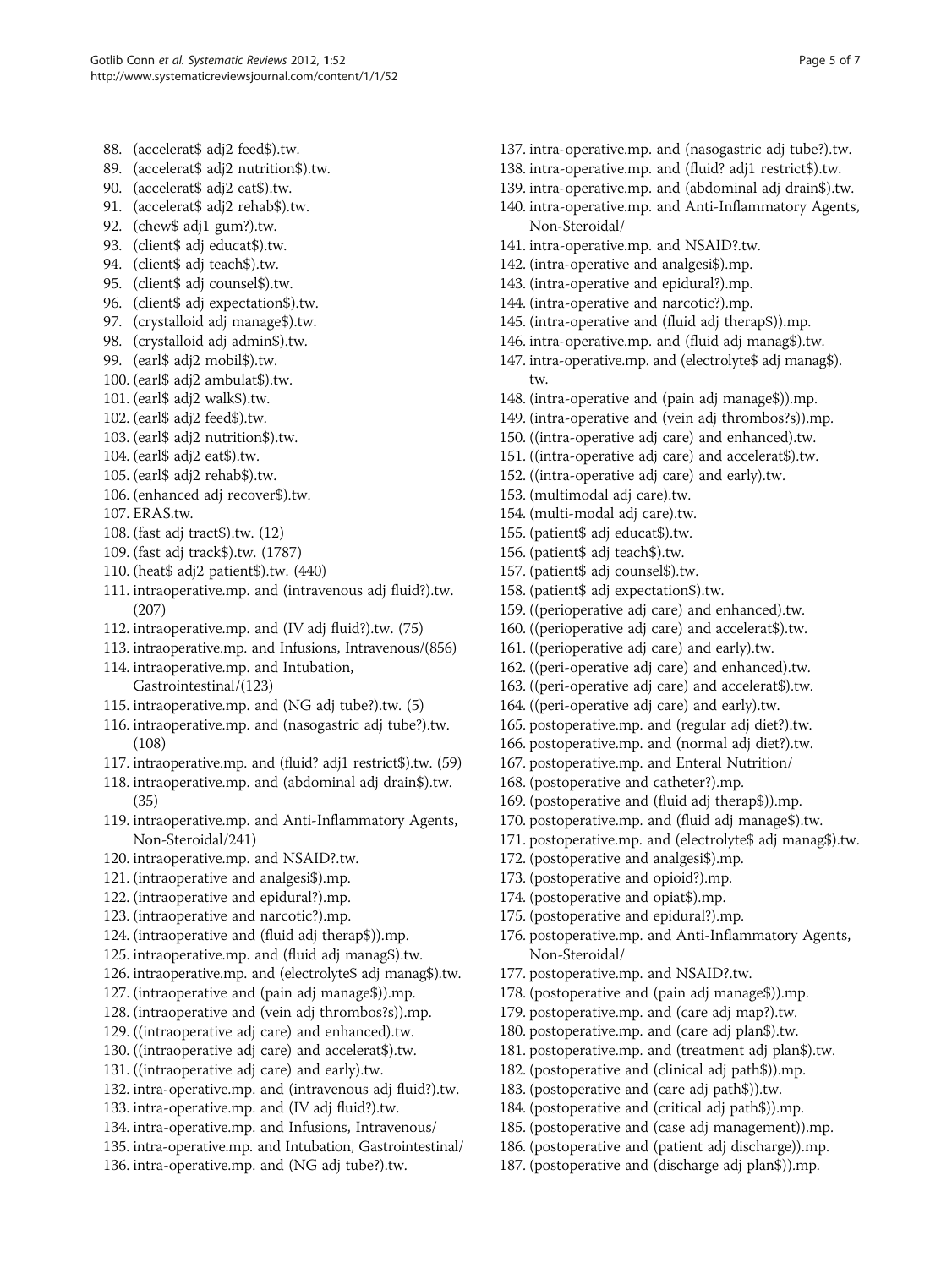88. (accelerat$ adj2 feed$).tw.
89. (accelerat$ adj2 nutrition$).tw.
90. (accelerat$ adj2 eat$).tw.
91. (accelerat$ adj2 rehab$).tw.
92. (chew$ adj1 gum?).tw.
93. (client$ adj educat$).tw.
94. (client$ adj teach$).tw.
95. (client$ adj counsel$).tw.
96. (client$ adj expectation$).tw.
97. (crystalloid adj manage$).tw.
98. (crystalloid adj admin$).tw.
99. (earl$ adj2 mobil$).tw.
100. (earl$ adj2 ambulat$).tw.
101. (earl$ adj2 walk$).tw.
102. (earl$ adj2 feed$).tw.
103. (earl$ adj2 nutrition$).tw.
104. (earl$ adj2 eat$).tw.
105. (earl$ adj2 rehab$).tw.
106. (enhanced adj recover$).tw.
107. ERAS.tw.
108. (fast adj tract$).tw. (12)
109. (fast adj track$).tw. (1787)
110. (heat$ adj2 patient$).tw. (440)
111. intraoperative.mp. and (intravenous adj fluid?).tw. (207)
112. intraoperative.mp. and (IV adj fluid?).tw. (75)
113. intraoperative.mp. and Infusions, Intravenous/(856)
114. intraoperative.mp. and Intubation, Gastrointestinal/(123)
115. intraoperative.mp. and (NG adj tube?).tw. (5)
116. intraoperative.mp. and (nasogastric adj tube?).tw. (108)
117. intraoperative.mp. and (fluid? adj1 restrict$).tw. (59)
118. intraoperative.mp. and (abdominal adj drain$).tw. (35)
119. intraoperative.mp. and Anti-Inflammatory Agents, Non-Steroidal/241)
120. intraoperative.mp. and NSAID?.tw.
121. (intraoperative and analgesi$).mp.
122. (intraoperative and epidural?).mp.
123. (intraoperative and narcotic?).mp.
124. (intraoperative and (fluid adj therap$)).mp.
125. intraoperative.mp. and (fluid adj manag$).tw.
126. intraoperative.mp. and (electrolyte$ adj manag$).tw.
127. (intraoperative and (pain adj manage$)).mp.
128. (intraoperative and (vein adj thrombos?s)).mp.
129. ((intraoperative adj care) and enhanced).tw.
130. ((intraoperative adj care) and accelerat$).tw.
131. ((intraoperative adj care) and early).tw.
132. intra-operative.mp. and (intravenous adj fluid?).tw.
133. intra-operative.mp. and (IV adj fluid?).tw.
134. intra-operative.mp. and Infusions, Intravenous/
135. intra-operative.mp. and Intubation, Gastrointestinal/
136. intra-operative.mp. and (NG adj tube?).tw.
137. intra-operative.mp. and (nasogastric adj tube?).tw.
138. intra-operative.mp. and (fluid? adj1 restrict$).tw.
139. intra-operative.mp. and (abdominal adj drain$).tw.
140. intra-operative.mp. and Anti-Inflammatory Agents, Non-Steroidal/
141. intra-operative.mp. and NSAID?.tw.
142. (intra-operative and analgesi$).mp.
143. (intra-operative and epidural?).mp.
144. (intra-operative and narcotic?).mp.
145. (intra-operative and (fluid adj therap$)).mp.
146. intra-operative.mp. and (fluid adj manag$).tw.
147. intra-operative.mp. and (electrolyte$ adj manag$).tw.
148. (intra-operative and (pain adj manage$)).mp.
149. (intra-operative and (vein adj thrombos?s)).mp.
150. ((intra-operative adj care) and enhanced).tw.
151. ((intra-operative adj care) and accelerat$).tw.
152. ((intra-operative adj care) and early).tw.
153. (multimodal adj care).tw.
154. (multi-modal adj care).tw.
155. (patient$ adj educat$).tw.
156. (patient$ adj teach$).tw.
157. (patient$ adj counsel$).tw.
158. (patient$ adj expectation$).tw.
159. ((perioperative adj care) and enhanced).tw.
160. ((perioperative adj care) and accelerat$).tw.
161. ((perioperative adj care) and early).tw.
162. ((peri-operative adj care) and enhanced).tw.
163. ((peri-operative adj care) and accelerat$).tw.
164. ((peri-operative adj care) and early).tw.
165. postoperative.mp. and (regular adj diet?).tw.
166. postoperative.mp. and (normal adj diet?).tw.
167. postoperative.mp. and Enteral Nutrition/
168. (postoperative and catheter?).mp.
169. (postoperative and (fluid adj therap$)).mp.
170. postoperative.mp. and (fluid adj manage$).tw.
171. postoperative.mp. and (electrolyte$ adj manag$).tw.
172. (postoperative and analgesi$).mp.
173. (postoperative and opioid?).mp.
174. (postoperative and opiat$).mp.
175. (postoperative and epidural?).mp.
176. postoperative.mp. and Anti-Inflammatory Agents, Non-Steroidal/
177. postoperative.mp. and NSAID?.tw.
178. (postoperative and (pain adj manage$)).mp.
179. postoperative.mp. and (care adj map?).tw.
180. postoperative.mp. and (care adj plan$).tw.
181. postoperative.mp. and (treatment adj plan$).tw.
182. (postoperative and (clinical adj path$)).mp.
183. (postoperative and (care adj path$)).tw.
184. (postoperative and (critical adj path$)).mp.
185. (postoperative and (case adj management)).mp.
186. (postoperative and (patient adj discharge)).mp.
187. (postoperative and (discharge adj plan$)).mp.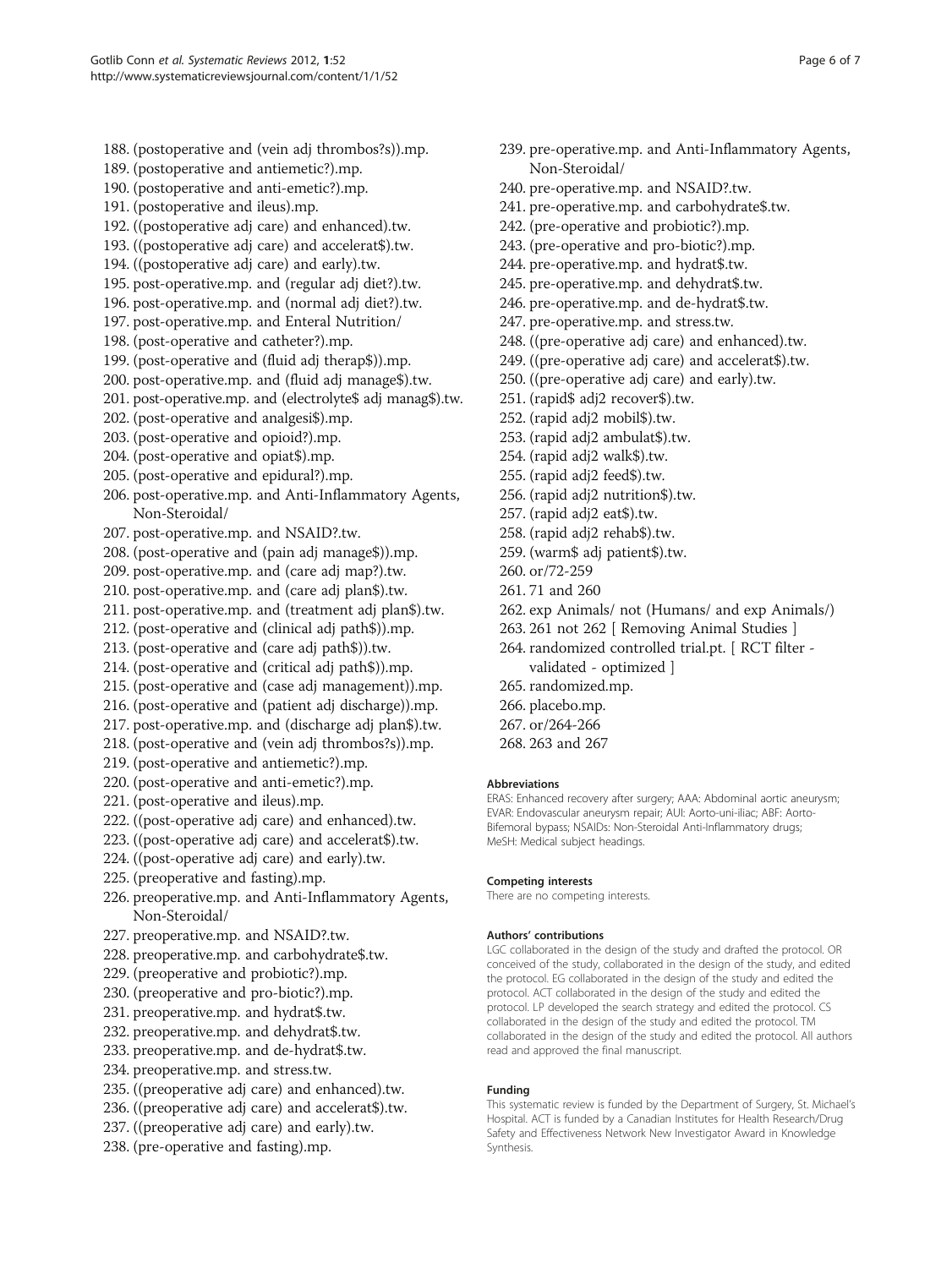188. (postoperative and (vein adj thrombos?s)).mp.
189. (postoperative and antiemetic?).mp.
190. (postoperative and anti-emetic?).mp.
191. (postoperative and ileus).mp.
192. ((postoperative adj care) and enhanced).tw.
193. ((postoperative adj care) and accelerat$).tw.
194. ((postoperative adj care) and early).tw.
195. post-operative.mp. and (regular adj diet?).tw.
196. post-operative.mp. and (normal adj diet?).tw.
197. post-operative.mp. and Enteral Nutrition/
198. (post-operative and catheter?).mp.
199. (post-operative and (fluid adj therap$)).mp.
200. post-operative.mp. and (fluid adj manage$).tw.
201. post-operative.mp. and (electrolyte$ adj manag$).tw.
202. (post-operative and analgesi$).mp.
203. (post-operative and opioid?).mp.
204. (post-operative and opiat$).mp.
205. (post-operative and epidural?).mp.
206. post-operative.mp. and Anti-Inflammatory Agents, Non-Steroidal/
207. post-operative.mp. and NSAID?.tw.
208. (post-operative and (pain adj manage$)).mp.
209. post-operative.mp. and (care adj map?).tw.
210. post-operative.mp. and (care adj plan$).tw.
211. post-operative.mp. and (treatment adj plan$).tw.
212. (post-operative and (clinical adj path$)).mp.
213. (post-operative and (care adj path$)).tw.
214. (post-operative and (critical adj path$)).mp.
215. (post-operative and (case adj management)).mp.
216. (post-operative and (patient adj discharge)).mp.
217. post-operative.mp. and (discharge adj plan$).tw.
218. (post-operative and (vein adj thrombos?s)).mp.
219. (post-operative and antiemetic?).mp.
220. (post-operative and anti-emetic?).mp.
221. (post-operative and ileus).mp.
222. ((post-operative adj care) and enhanced).tw.
223. ((post-operative adj care) and accelerat$).tw.
224. ((post-operative adj care) and early).tw.
225. (preoperative and fasting).mp.
226. preoperative.mp. and Anti-Inflammatory Agents, Non-Steroidal/
227. preoperative.mp. and NSAID?.tw.
228. preoperative.mp. and carbohydrate$.tw.
229. (preoperative and probiotic?).mp.
230. (preoperative and pro-biotic?).mp.
231. preoperative.mp. and hydrat$.tw.
232. preoperative.mp. and dehydrat$.tw.
233. preoperative.mp. and de-hydrat$.tw.
234. preoperative.mp. and stress.tw.
235. ((preoperative adj care) and enhanced).tw.
236. ((preoperative adj care) and accelerat$).tw.
237. ((preoperative adj care) and early).tw.
238. (pre-operative and fasting).mp.
239. pre-operative.mp. and Anti-Inflammatory Agents, Non-Steroidal/
240. pre-operative.mp. and NSAID?.tw.
241. pre-operative.mp. and carbohydrate$.tw.
242. (pre-operative and probiotic?).mp.
243. (pre-operative and pro-biotic?).mp.
244. pre-operative.mp. and hydrat$.tw.
245. pre-operative.mp. and dehydrat$.tw.
246. pre-operative.mp. and de-hydrat$.tw.
247. pre-operative.mp. and stress.tw.
248. ((pre-operative adj care) and enhanced).tw.
249. ((pre-operative adj care) and accelerat$).tw.
250. ((pre-operative adj care) and early).tw.
251. (rapid$ adj2 recover$).tw.
252. (rapid adj2 mobil$).tw.
253. (rapid adj2 ambulat$).tw.
254. (rapid adj2 walk$).tw.
255. (rapid adj2 feed$).tw.
256. (rapid adj2 nutrition$).tw.
257. (rapid adj2 eat$).tw.
258. (rapid adj2 rehab$).tw.
259. (warm$ adj patient$).tw.
260. or/72-259
261. 71 and 260
262. exp Animals/ not (Humans/ and exp Animals/)
263. 261 not 262 [ Removing Animal Studies ]
264. randomized controlled trial.pt. [ RCT filter - validated - optimized ]
265. randomized.mp.
266. placebo.mp.
267. or/264-266
268. 263 and 267

#### Abbreviations

ERAS: Enhanced recovery after surgery; AAA: Abdominal aortic aneurysm; EVAR: Endovascular aneurysm repair; AUI: Aorto-uni-iliac; ABF: Aorto-Bifemoral bypass; NSAIDs: Non-Steroidal Anti-Inflammatory drugs; MeSH: Medical subject headings.

#### Competing interests

There are no competing interests.

#### Authors' contributions

LGC collaborated in the design of the study and drafted the protocol. OR conceived of the study, collaborated in the design of the study, and edited the protocol. EG collaborated in the design of the study and edited the protocol. ACT collaborated in the design of the study and edited the protocol. LP developed the search strategy and edited the protocol. CS collaborated in the design of the study and edited the protocol. TM collaborated in the design of the study and edited the protocol. All authors read and approved the final manuscript.

#### Funding

This systematic review is funded by the Department of Surgery, St. Michael's Hospital. ACT is funded by a Canadian Institutes for Health Research/Drug Safety and Effectiveness Network New Investigator Award in Knowledge Synthesis.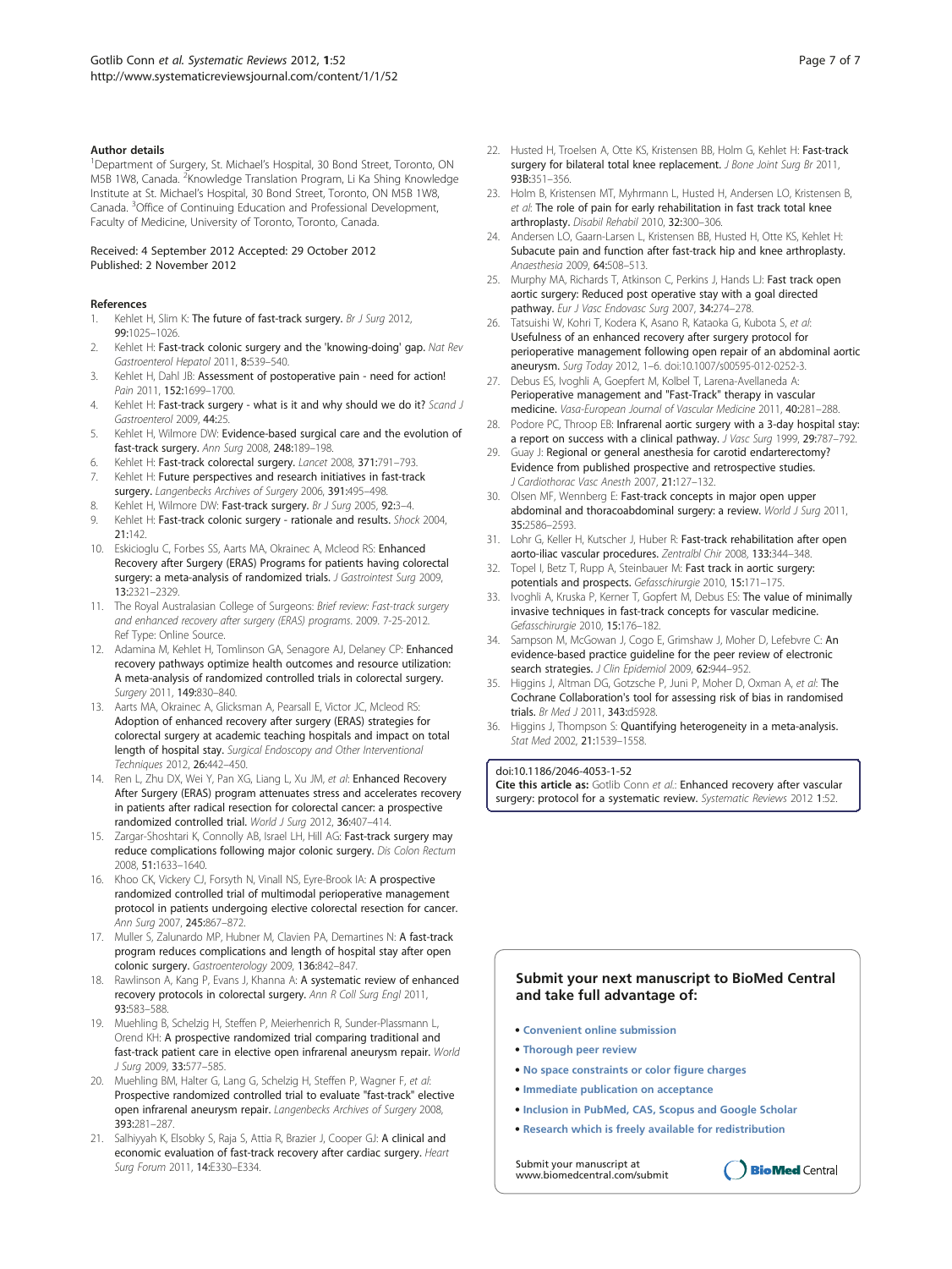#### Author details

[1]Department of Surgery, St. Michael's Hospital, 30 Bond Street, Toronto, ON M5B 1W8, Canada. [2]Knowledge Translation Program, Li Ka Shing Knowledge Institute at St. Michael's Hospital, 30 Bond Street, Toronto, ON M5B 1W8, Canada. [3]Office of Continuing Education and Professional Development, Faculty of Medicine, University of Toronto, Toronto, Canada.

Received: 4 September 2012 Accepted: 29 October 2012
Published: 2 November 2012

#### References

1. Kehlet H, Slim K: **The future of fast-track surgery.** *Br J Surg* 2012, **99:**1025–1026.
2. Kehlet H: **Fast-track colonic surgery and the 'knowing-doing' gap.** *Nat Rev Gastroenterol Hepatol* 2011, **8:**539–540.
3. Kehlet H, Dahl JB: **Assessment of postoperative pain - need for action!** *Pain* 2011, **152:**1699–1700.
4. Kehlet H: **Fast-track surgery - what is it and why should we do it?** *Scand J Gastroenterol* 2009, **44:**25.
5. Kehlet H, Wilmore DW: **Evidence-based surgical care and the evolution of fast-track surgery.** *Ann Surg* 2008, **248:**189–198.
6. Kehlet H: **Fast-track colorectal surgery.** *Lancet* 2008, **371:**791–793.
7. Kehlet H: **Future perspectives and research initiatives in fast-track surgery.** *Langenbecks Archives of Surgery* 2006, **391:**495–498.
8. Kehlet H, Wilmore DW: **Fast-track surgery.** *Br J Surg* 2005, **92:**3–4.
9. Kehlet H: **Fast-track colonic surgery - rationale and results.** *Shock* 2004, **21:**142.
10. Eskicioglu C, Forbes SS, Aarts MA, Okrainec A, Mcleod RS: **Enhanced Recovery after Surgery (ERAS) Programs for patients having colorectal surgery: a meta-analysis of randomized trials.** *J Gastrointest Surg* 2009, **13:**2321–2329.
11. The Royal Australasian College of Surgeons: *Brief review: Fast-track surgery and enhanced recovery after surgery (ERAS) programs.* 2009. 7-25-2012. Ref Type: Online Source.
12. Adamina M, Kehlet H, Tomlinson GA, Senagore AJ, Delaney CP: **Enhanced recovery pathways optimize health outcomes and resource utilization: A meta-analysis of randomized controlled trials in colorectal surgery.** *Surgery* 2011, **149:**830–840.
13. Aarts MA, Okrainec A, Glicksman A, Pearsall E, Victor JC, Mcleod RS: **Adoption of enhanced recovery after surgery (ERAS) strategies for colorectal surgery at academic teaching hospitals and impact on total length of hospital stay.** *Surgical Endoscopy and Other Interventional Techniques* 2012, **26:**442–450.
14. Ren L, Zhu DX, Wei Y, Pan XG, Liang L, Xu JM, *et al*: **Enhanced Recovery After Surgery (ERAS) program attenuates stress and accelerates recovery in patients after radical resection for colorectal cancer: a prospective randomized controlled trial.** *World J Surg* 2012, **36:**407–414.
15. Zargar-Shoshtari K, Connolly AB, Israel LH, Hill AG: **Fast-track surgery may reduce complications following major colonic surgery.** *Dis Colon Rectum* 2008, **51:**1633–1640.
16. Khoo CK, Vickery CJ, Forsyth N, Vinall NS, Eyre-Brook IA: **A prospective randomized controlled trial of multimodal perioperative management protocol in patients undergoing elective colorectal resection for cancer.** *Ann Surg* 2007, **245:**867–872.
17. Muller S, Zalunardo MP, Hubner M, Clavien PA, Demartines N: **A fast-track program reduces complications and length of hospital stay after open colonic surgery.** *Gastroenterology* 2009, **136:**842–847.
18. Rawlinson A, Kang P, Evans J, Khanna A: **A systematic review of enhanced recovery protocols in colorectal surgery.** *Ann R Coll Surg Engl* 2011, **93:**583–588.
19. Muehling B, Schelzig H, Steffen P, Meierhenrich R, Sunder-Plassmann L, Orend KH: **A prospective randomized trial comparing traditional and fast-track patient care in elective open infrarenal aneurysm repair.** *World J Surg* 2009, **33:**577–585.
20. Muehling BM, Halter G, Lang G, Schelzig H, Steffen P, Wagner F, *et al*: **Prospective randomized controlled trial to evaluate "fast-track" elective open infrarenal aneurysm repair.** *Langenbecks Archives of Surgery* 2008, **393:**281–287.
21. Salhiyyah K, Elsobky S, Raja S, Attia R, Brazier J, Cooper GJ: **A clinical and economic evaluation of fast-track recovery after cardiac surgery.** *Heart Surg Forum* 2011, **14:**E330–E334.
22. Husted H, Troelsen A, Otte KS, Kristensen BB, Holm G, Kehlet H: **Fast-track surgery for bilateral total knee replacement.** *J Bone Joint Surg Br* 2011, **93B:**351–356.
23. Holm B, Kristensen MT, Myhrmann L, Husted H, Andersen LO, Kristensen B, *et al*: **The role of pain for early rehabilitation in fast track total knee arthroplasty.** *Disabil Rehabil* 2010, **32:**300–306.
24. Andersen LO, Gaarn-Larsen L, Kristensen BB, Husted H, Otte KS, Kehlet H: **Subacute pain and function after fast-track hip and knee arthroplasty.** *Anaesthesia* 2009, **64:**508–513.
25. Murphy MA, Richards T, Atkinson C, Perkins J, Hands LJ: **Fast track open aortic surgery: Reduced post operative stay with a goal directed pathway.** *Eur J Vasc Endovasc Surg* 2007, **34:**274–278.
26. Tatsuishi W, Kohri T, Kodera K, Asano R, Kataoka G, Kubota S, *et al*: **Usefulness of an enhanced recovery after surgery protocol for perioperative management following open repair of an abdominal aortic aneurysm.** *Surg Today* 2012, 1–6. doi:10.1007/s00595-012-0252-3.
27. Debus ES, Ivoghli A, Goepfert M, Kolbel T, Larena-Avellaneda A: **Perioperative management and "Fast-Track" therapy in vascular medicine.** *Vasa-European Journal of Vascular Medicine* 2011, **40:**281–288.
28. Podore PC, Throop EB: **Infrarenal aortic surgery with a 3-day hospital stay: a report on success with a clinical pathway.** *J Vasc Surg* 1999, **29:**787–792.
29. Guay J: **Regional or general anesthesia for carotid endarterectomy? Evidence from published prospective and retrospective studies.** *J Cardiothorac Vasc Anesth* 2007, **21:**127–132.
30. Olsen MF, Wennberg E: **Fast-track concepts in major open upper abdominal and thoracoabdominal surgery: a review.** *World J Surg* 2011, **35:**2586–2593.
31. Lohr G, Keller H, Kutscher J, Huber R: **Fast-track rehabilitation after open aorto-iliac vascular procedures.** *Zentralbl Chir* 2008, **133:**344–348.
32. Topel I, Betz T, Rupp A, Steinbauer M: **Fast track in aortic surgery: potentials and prospects.** *Gefasschirurgie* 2010, **15:**171–175.
33. Ivoghli A, Kruska P, Kerner T, Gopfert M, Debus ES: **The value of minimally invasive techniques in fast-track concepts for vascular medicine.** *Gefasschirurgie* 2010, **15:**176–182.
34. Sampson M, McGowan J, Cogo E, Grimshaw J, Moher D, Lefebvre C: **An evidence-based practice guideline for the peer review of electronic search strategies.** *J Clin Epidemiol* 2009, **62:**944–952.
35. Higgins J, Altman DG, Gotzsche P, Juni P, Moher D, Oxman A, *et al*: **The Cochrane Collaboration's tool for assessing risk of bias in randomised trials.** *Br Med J* 2011, **343:**d5928.
36. Higgins J, Thompson S: **Quantifying heterogeneity in a meta-analysis.** *Stat Med* 2002, **21:**1539–1558.

doi:10.1186/2046-4053-1-52
**Cite this article as:** Gotlib Conn *et al.*: Enhanced recovery after vascular surgery: protocol for a systematic review. *Systematic Reviews* 2012 **1**:52.

**Submit your next manuscript to BioMed Central and take full advantage of:**

- **Convenient online submission**
- **Thorough peer review**
- **No space constraints or color figure charges**
- **Immediate publication on acceptance**
- **Inclusion in PubMed, CAS, Scopus and Google Scholar**
- **Research which is freely available for redistribution**

Submit your manuscript at
www.biomedcentral.com/submit

BioMed Central